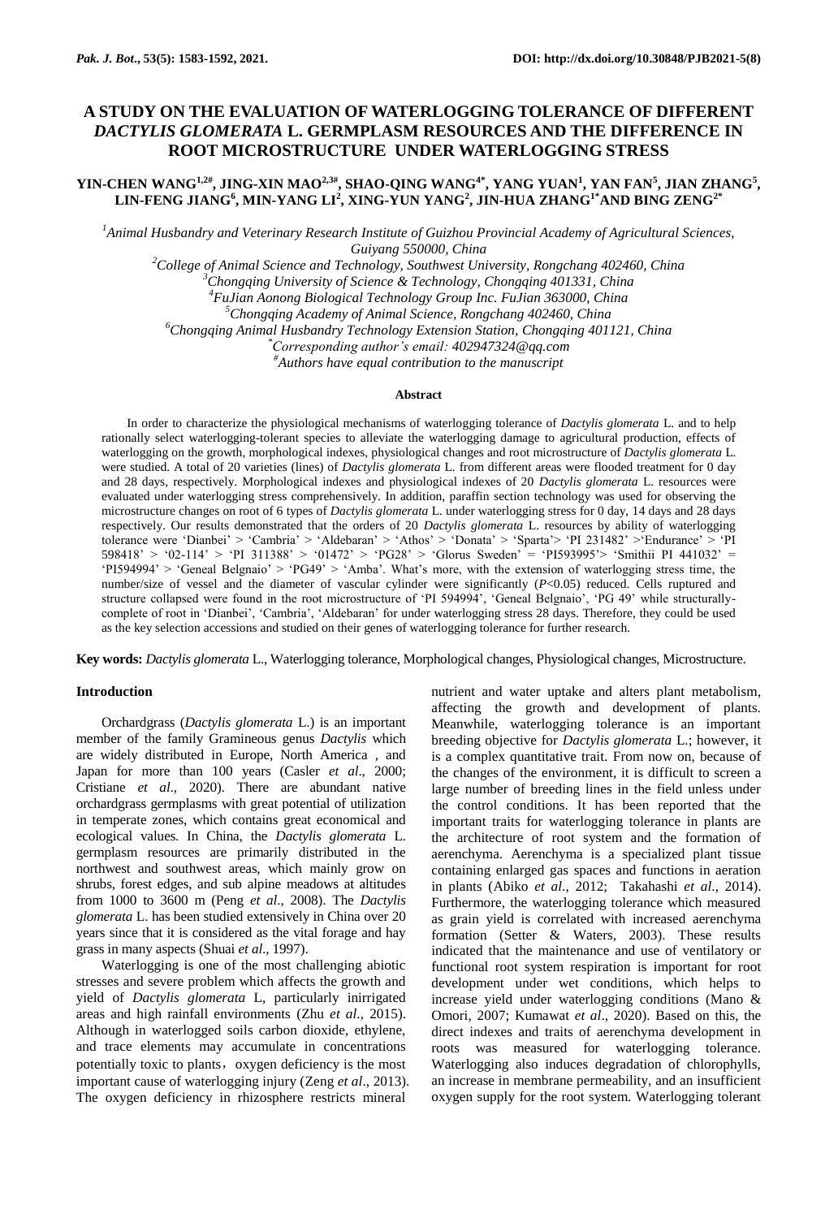# A STUDY ON THE EVALUATION OF WATERLOGGING TOLERANCE OF DIFFERENT *DACTYLIS GLOMERATA* L. GERMPLASM RESOURCES AND THE DIFFERENCE IN ROOT MICROSTRUCTURE UNDER WATERLOGGING STRESS

**YIN-CHEN WANG[1,2#], JING-XIN MAO[2,3#], SHAO-QING WANG[4*], YANG YUAN[1], YAN FAN[5], JIAN ZHANG[5], LIN-FENG JIANG[6], MIN-YANG LI[2], XING-YUN YANG[2], JIN-HUA ZHANG[1*] AND BING ZENG[2*]**

[1]*Animal Husbandry and Veterinary Research Institute of Guizhou Provincial Academy of Agricultural Sciences, Guiyang 550000, China*

[2]*College of Animal Science and Technology, Southwest University, Rongchang 402460, China*

[3]*Chongqing University of Science & Technology, Chongqing 401331, China*

[4]*FuJian Aonong Biological Technology Group Inc. FuJian 363000, China*

[5]*Chongqing Academy of Animal Science, Rongchang 402460, China*

[6]*Chongqing Animal Husbandry Technology Extension Station, Chongqing 401121, China*

[*]*Corresponding author's email: 402947324@qq.com*

[#]*Authors have equal contribution to the manuscript*

## Abstract

In order to characterize the physiological mechanisms of waterlogging tolerance of *Dactylis glomerata* L. and to help rationally select waterlogging-tolerant species to alleviate the waterlogging damage to agricultural production, effects of waterlogging on the growth, morphological indexes, physiological changes and root microstructure of *Dactylis glomerata* L. were studied. A total of 20 varieties (lines) of *Dactylis glomerata* L. from different areas were flooded treatment for 0 day and 28 days, respectively. Morphological indexes and physiological indexes of 20 *Dactylis glomerata* L. resources were evaluated under waterlogging stress comprehensively. In addition, paraffin section technology was used for observing the microstructure changes on root of 6 types of *Dactylis glomerata* L. under waterlogging stress for 0 day, 14 days and 28 days respectively. Our results demonstrated that the orders of 20 *Dactylis glomerata* L. resources by ability of waterlogging tolerance were 'Dianbei' > 'Cambria' > 'Aldebaran' > 'Athos' > 'Donata' > 'Sparta'> 'PI 231482' >'Endurance' > 'PI 598418' > '02-114' > 'PI 311388' > '01472' > 'PG28' > 'Glorus Sweden' = 'PI593995'> 'Smithii PI 441032' = 'PI594994' > 'Geneal Belgnaio' > 'PG49' > 'Amba'. What's more, with the extension of waterlogging stress time, the number/size of vessel and the diameter of vascular cylinder were significantly ($P<0.05$) reduced. Cells ruptured and structure collapsed were found in the root microstructure of 'PI 594994', 'Geneal Belgnaio', 'PG 49' while structurally-complete of root in 'Dianbei', 'Cambria', 'Aldebaran' for under waterlogging stress 28 days. Therefore, they could be used as the key selection accessions and studied on their genes of waterlogging tolerance for further research.

**Key words:** *Dactylis glomerata* L., Waterlogging tolerance, Morphological changes, Physiological changes, Microstructure.

## Introduction

Orchardgrass (*Dactylis glomerata* L.) is an important member of the family Gramineous genus *Dactylis* which are widely distributed in Europe, North America , and Japan for more than 100 years (Casler *et al*., 2000; Cristiane *et al*., 2020). There are abundant native orchardgrass germplasms with great potential of utilization in temperate zones, which contains great economical and ecological values. In China, the *Dactylis glomerata* L. germplasm resources are primarily distributed in the northwest and southwest areas, which mainly grow on shrubs, forest edges, and sub alpine meadows at altitudes from 1000 to 3600 m (Peng *et al*., 2008). The *Dactylis glomerata* L. has been studied extensively in China over 20 years since that it is considered as the vital forage and hay grass in many aspects (Shuai *et al*., 1997).

Waterlogging is one of the most challenging abiotic stresses and severe problem which affects the growth and yield of *Dactylis glomerata* L, particularly inirrigated areas and high rainfall environments (Zhu *et al*., 2015). Although in waterlogged soils carbon dioxide, ethylene, and trace elements may accumulate in concentrations potentially toxic to plants，oxygen deficiency is the most important cause of waterlogging injury (Zeng *et al*., 2013). The oxygen deficiency in rhizosphere restricts mineral nutrient and water uptake and alters plant metabolism, affecting the growth and development of plants. Meanwhile, waterlogging tolerance is an important breeding objective for *Dactylis glomerata* L.; however, it is a complex quantitative trait. From now on, because of the changes of the environment, it is difficult to screen a large number of breeding lines in the field unless under the control conditions. It has been reported that the important traits for waterlogging tolerance in plants are the architecture of root system and the formation of aerenchyma. Aerenchyma is a specialized plant tissue containing enlarged gas spaces and functions in aeration in plants (Abiko *et al*., 2012; Takahashi *et al*., 2014). Furthermore, the waterlogging tolerance which measured as grain yield is correlated with increased aerenchyma formation (Setter & Waters, 2003). These results indicated that the maintenance and use of ventilatory or functional root system respiration is important for root development under wet conditions, which helps to increase yield under waterlogging conditions (Mano & Omori, 2007; Kumawat *et al*., 2020). Based on this, the direct indexes and traits of aerenchyma development in roots was measured for waterlogging tolerance. Waterlogging also induces degradation of chlorophylls, an increase in membrane permeability, and an insufficient oxygen supply for the root system. Waterlogging tolerant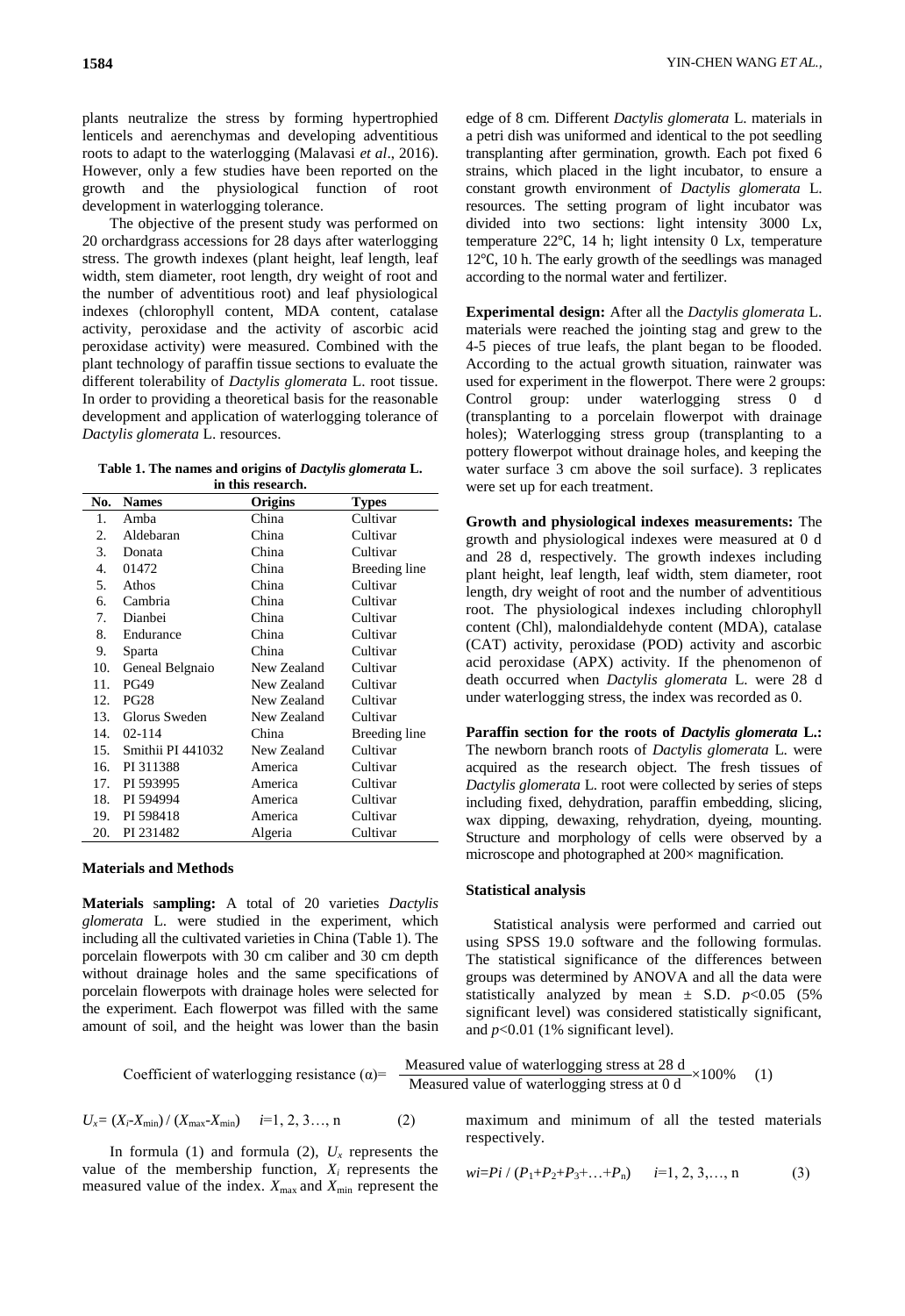plants neutralize the stress by forming hypertrophied lenticels and aerenchymas and developing adventitious roots to adapt to the waterlogging (Malavasi *et al*., 2016). However, only a few studies have been reported on the growth and the physiological function of root development in waterlogging tolerance.

The objective of the present study was performed on 20 orchardgrass accessions for 28 days after waterlogging stress. The growth indexes (plant height, leaf length, leaf width, stem diameter, root length, dry weight of root and the number of adventitious root) and leaf physiological indexes (chlorophyll content, MDA content, catalase activity, peroxidase and the activity of ascorbic acid peroxidase activity) were measured. Combined with the plant technology of paraffin tissue sections to evaluate the different tolerability of *Dactylis glomerata* L. root tissue. In order to providing a theoretical basis for the reasonable development and application of waterlogging tolerance of *Dactylis glomerata* L. resources.

**Table 1. The names and origins of *Dactylis glomerata* L. in this research.**

| No. | Names | Origins | Types |
|---|---|---|---|
| 1. | Amba | China | Cultivar |
| 2. | Aldebaran | China | Cultivar |
| 3. | Donata | China | Cultivar |
| 4. | 01472 | China | Breeding line |
| 5. | Athos | China | Cultivar |
| 6. | Cambria | China | Cultivar |
| 7. | Dianbei | China | Cultivar |
| 8. | Endurance | China | Cultivar |
| 9. | Sparta | China | Cultivar |
| 10. | Geneal Belgnaio | New Zealand | Cultivar |
| 11. | PG49 | New Zealand | Cultivar |
| 12. | PG28 | New Zealand | Cultivar |
| 13. | Glorus Sweden | New Zealand | Cultivar |
| 14. | 02-114 | China | Breeding line |
| 15. | Smithii PI 441032 | New Zealand | Cultivar |
| 16. | PI 311388 | America | Cultivar |
| 17. | PI 593995 | America | Cultivar |
| 18. | PI 594994 | America | Cultivar |
| 19. | PI 598418 | America | Cultivar |
| 20. | PI 231482 | Algeria | Cultivar |

## Materials and Methods

**Materials sampling:** A total of 20 varieties *Dactylis glomerata* L. were studied in the experiment, which including all the cultivated varieties in China (Table 1). The porcelain flowerpots with 30 cm caliber and 30 cm depth without drainage holes and the same specifications of porcelain flowerpots with drainage holes were selected for the experiment. Each flowerpot was filled with the same amount of soil, and the height was lower than the basin edge of 8 cm. Different *Dactylis glomerata* L. materials in a petri dish was uniformed and identical to the pot seedling transplanting after germination, growth. Each pot fixed 6 strains, which placed in the light incubator, to ensure a constant growth environment of *Dactylis glomerata* L. resources. The setting program of light incubator was divided into two sections: light intensity 3000 Lx, temperature 22℃, 14 h; light intensity 0 Lx, temperature 12℃, 10 h. The early growth of the seedlings was managed according to the normal water and fertilizer.

**Experimental design:** After all the *Dactylis glomerata* L. materials were reached the jointing stag and grew to the 4-5 pieces of true leafs, the plant began to be flooded. According to the actual growth situation, rainwater was used for experiment in the flowerpot. There were 2 groups: Control group: under waterlogging stress 0 d (transplanting to a porcelain flowerpot with drainage holes); Waterlogging stress group (transplanting to a pottery flowerpot without drainage holes, and keeping the water surface 3 cm above the soil surface). 3 replicates were set up for each treatment.

**Growth and physiological indexes measurements:** The growth and physiological indexes were measured at 0 d and 28 d, respectively. The growth indexes including plant height, leaf length, leaf width, stem diameter, root length, dry weight of root and the number of adventitious root. The physiological indexes including chlorophyll content (Chl), malondialdehyde content (MDA), catalase (CAT) activity, peroxidase (POD) activity and ascorbic acid peroxidase (APX) activity. If the phenomenon of death occurred when *Dactylis glomerata* L. were 28 d under waterlogging stress, the index was recorded as 0.

**Paraffin section for the roots of *Dactylis glomerata* L.:** The newborn branch roots of *Dactylis glomerata* L. were acquired as the research object. The fresh tissues of *Dactylis glomerata* L. root were collected by series of steps including fixed, dehydration, paraffin embedding, slicing, wax dipping, dewaxing, rehydration, dyeing, mounting. Structure and morphology of cells were observed by a microscope and photographed at 200× magnification.

### Statistical analysis

Statistical analysis were performed and carried out using SPSS 19.0 software and the following formulas. The statistical significance of the differences between groups was determined by ANOVA and all the data were statistically analyzed by mean ± S.D. $p<0.05$ (5% significant level) was considered statistically significant, and $p<0.01$ (1% significant level).

$$\text{Coefficient of waterlogging resistance } (\alpha) = \frac{\text{Measured value of waterlogging stress at 28 d}}{\text{Measured value of waterlogging stress at 0 d}} \times 100\% \quad (1)$$

$$U_x = (X_i - X_{\min}) / (X_{\max} - X_{\min}) \quad i=1, 2, 3\ldots, n \quad (2)$$

In formula (1) and formula (2), $U_x$ represents the value of the membership function, $X_i$ represents the measured value of the index. $X_{\max}$ and $X_{\min}$ represent the maximum and minimum of all the tested materials respectively.

$$wi = Pi / (P_1 + P_2 + P_3 + \ldots + P_n) \quad i=1, 2, 3, \ldots, n \quad (3)$$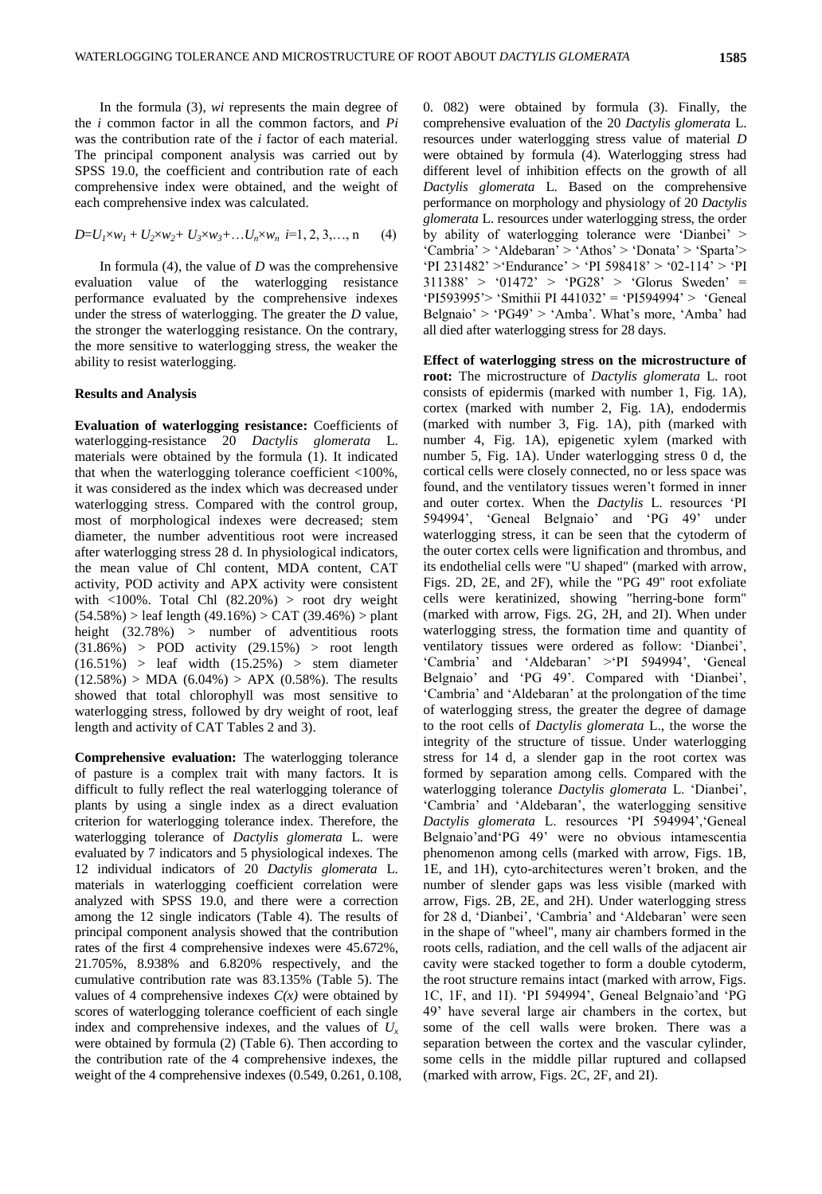In the formula (3), *wi* represents the main degree of the *i* common factor in all the common factors, and *Pi* was the contribution rate of the *i* factor of each material. The principal component analysis was carried out by SPSS 19.0, the coefficient and contribution rate of each comprehensive index were obtained, and the weight of each comprehensive index was calculated.

$$D=U_1\times w_1 + U_2\times w_2+ U_3\times w_3+\ldots U_n\times w_n \quad i=1, 2, 3,\ldots, n \qquad (4)$$

In formula (4), the value of *D* was the comprehensive evaluation value of the waterlogging resistance performance evaluated by the comprehensive indexes under the stress of waterlogging. The greater the *D* value, the stronger the waterlogging resistance. On the contrary, the more sensitive to waterlogging stress, the weaker the ability to resist waterlogging.

## Results and Analysis

**Evaluation of waterlogging resistance:** Coefficients of waterlogging-resistance 20 *Dactylis glomerata* L. materials were obtained by the formula (1). It indicated that when the waterlogging tolerance coefficient <100%, it was considered as the index which was decreased under waterlogging stress. Compared with the control group, most of morphological indexes were decreased; stem diameter, the number adventitious root were increased after waterlogging stress 28 d. In physiological indicators, the mean value of Chl content, MDA content, CAT activity, POD activity and APX activity were consistent with <100%. Total Chl (82.20%) > root dry weight (54.58%) > leaf length (49.16%) > CAT (39.46%) > plant height (32.78%) > number of adventitious roots (31.86%) > POD activity (29.15%) > root length (16.51%) > leaf width (15.25%) > stem diameter (12.58%) > MDA (6.04%) > APX (0.58%). The results showed that total chlorophyll was most sensitive to waterlogging stress, followed by dry weight of root, leaf length and activity of CAT Tables 2 and 3).

**Comprehensive evaluation:** The waterlogging tolerance of pasture is a complex trait with many factors. It is difficult to fully reflect the real waterlogging tolerance of plants by using a single index as a direct evaluation criterion for waterlogging tolerance index. Therefore, the waterlogging tolerance of *Dactylis glomerata* L. were evaluated by 7 indicators and 5 physiological indexes. The 12 individual indicators of 20 *Dactylis glomerata* L. materials in waterlogging coefficient correlation were analyzed with SPSS 19.0, and there were a correction among the 12 single indicators (Table 4). The results of principal component analysis showed that the contribution rates of the first 4 comprehensive indexes were 45.672%, 21.705%, 8.938% and 6.820% respectively, and the cumulative contribution rate was 83.135% (Table 5). The values of 4 comprehensive indexes $C(x)$ were obtained by scores of waterlogging tolerance coefficient of each single index and comprehensive indexes, and the values of $U_x$ were obtained by formula (2) (Table 6). Then according to the contribution rate of the 4 comprehensive indexes, the weight of the 4 comprehensive indexes (0.549, 0.261, 0.108, 0. 082) were obtained by formula (3). Finally, the comprehensive evaluation of the 20 *Dactylis glomerata* L. resources under waterlogging stress value of material *D* were obtained by formula (4). Waterlogging stress had different level of inhibition effects on the growth of all *Dactylis glomerata* L. Based on the comprehensive performance on morphology and physiology of 20 *Dactylis glomerata* L. resources under waterlogging stress, the order by ability of waterlogging tolerance were 'Dianbei' > 'Cambria' > 'Aldebaran' > 'Athos' > 'Donata' > 'Sparta'> 'PI 231482' >'Endurance' > 'PI 598418' > '02-114' > 'PI 311388' > '01472' > 'PG28' > 'Glorus Sweden' = 'PI593995'> 'Smithii PI 441032' = 'PI594994' > 'Geneal Belgnaio' > 'PG49' > 'Amba'. What's more, 'Amba' had all died after waterlogging stress for 28 days.

**Effect of waterlogging stress on the microstructure of root:** The microstructure of *Dactylis glomerata* L. root consists of epidermis (marked with number 1, Fig. 1A), cortex (marked with number 2, Fig. 1A), endodermis (marked with number 3, Fig. 1A), pith (marked with number 4, Fig. 1A), epigenetic xylem (marked with number 5, Fig. 1A). Under waterlogging stress 0 d, the cortical cells were closely connected, no or less space was found, and the ventilatory tissues weren't formed in inner and outer cortex. When the *Dactylis* L. resources 'PI 594994', 'Geneal Belgnaio' and 'PG 49' under waterlogging stress, it can be seen that the cytoderm of the outer cortex cells were lignification and thrombus, and its endothelial cells were "U shaped" (marked with arrow, Figs. 2D, 2E, and 2F), while the "PG 49" root exfoliate cells were keratinized, showing "herring-bone form" (marked with arrow, Figs. 2G, 2H, and 2I). When under waterlogging stress, the formation time and quantity of ventilatory tissues were ordered as follow: 'Dianbei', 'Cambria' and 'Aldebaran' >'PI 594994', 'Geneal Belgnaio' and 'PG 49'. Compared with 'Dianbei', 'Cambria' and 'Aldebaran' at the prolongation of the time of waterlogging stress, the greater the degree of damage to the root cells of *Dactylis glomerata* L., the worse the integrity of the structure of tissue. Under waterlogging stress for 14 d, a slender gap in the root cortex was formed by separation among cells. Compared with the waterlogging tolerance *Dactylis glomerata* L. 'Dianbei', 'Cambria' and 'Aldebaran', the waterlogging sensitive *Dactylis glomerata* L. resources 'PI 594994','Geneal Belgnaio'and'PG 49' were no obvious intamescentia phenomenon among cells (marked with arrow, Figs. 1B, 1E, and 1H), cyto-architectures weren't broken, and the number of slender gaps was less visible (marked with arrow, Figs. 2B, 2E, and 2H). Under waterlogging stress for 28 d, 'Dianbei', 'Cambria' and 'Aldebaran' were seen in the shape of "wheel", many air chambers formed in the roots cells, radiation, and the cell walls of the adjacent air cavity were stacked together to form a double cytoderm, the root structure remains intact (marked with arrow, Figs. 1C, 1F, and 1I). 'PI 594994', Geneal Belgnaio'and 'PG 49' have several large air chambers in the cortex, but some of the cell walls were broken. There was a separation between the cortex and the vascular cylinder, some cells in the middle pillar ruptured and collapsed (marked with arrow, Figs. 2C, 2F, and 2I).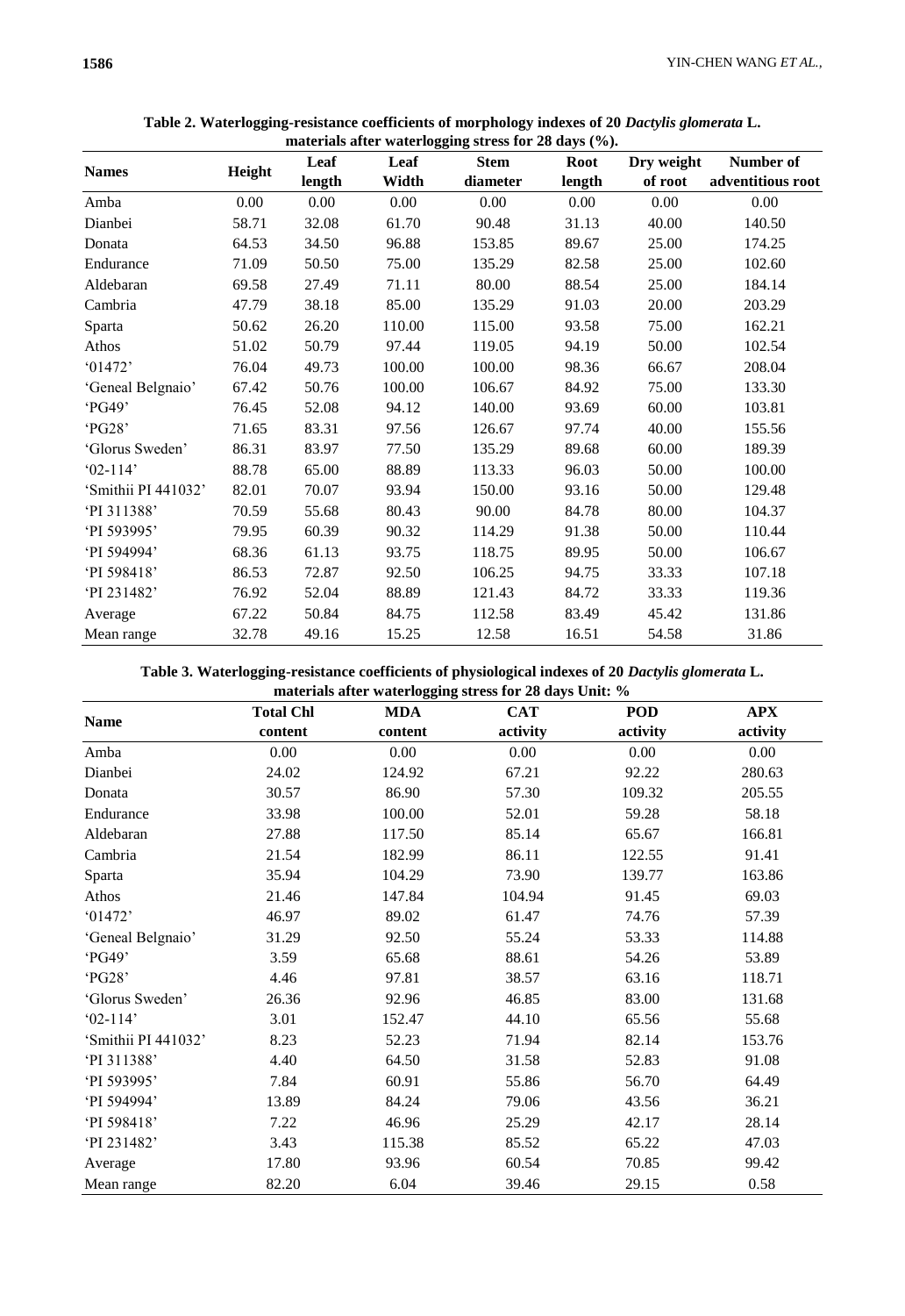**Table 2. Waterlogging-resistance coefficients of morphology indexes of 20 *Dactylis glomerata* L. materials after waterlogging stress for 28 days (%).**

| Names | Height | Leaf length | Leaf Width | Stem diameter | Root length | Dry weight of root | Number of adventitious root |
|---|---|---|---|---|---|---|---|
| Amba | 0.00 | 0.00 | 0.00 | 0.00 | 0.00 | 0.00 | 0.00 |
| Dianbei | 58.71 | 32.08 | 61.70 | 90.48 | 31.13 | 40.00 | 140.50 |
| Donata | 64.53 | 34.50 | 96.88 | 153.85 | 89.67 | 25.00 | 174.25 |
| Endurance | 71.09 | 50.50 | 75.00 | 135.29 | 82.58 | 25.00 | 102.60 |
| Aldebaran | 69.58 | 27.49 | 71.11 | 80.00 | 88.54 | 25.00 | 184.14 |
| Cambria | 47.79 | 38.18 | 85.00 | 135.29 | 91.03 | 20.00 | 203.29 |
| Sparta | 50.62 | 26.20 | 110.00 | 115.00 | 93.58 | 75.00 | 162.21 |
| Athos | 51.02 | 50.79 | 97.44 | 119.05 | 94.19 | 50.00 | 102.54 |
| '01472' | 76.04 | 49.73 | 100.00 | 100.00 | 98.36 | 66.67 | 208.04 |
| 'Geneal Belgnaio' | 67.42 | 50.76 | 100.00 | 106.67 | 84.92 | 75.00 | 133.30 |
| 'PG49' | 76.45 | 52.08 | 94.12 | 140.00 | 93.69 | 60.00 | 103.81 |
| 'PG28' | 71.65 | 83.31 | 97.56 | 126.67 | 97.74 | 40.00 | 155.56 |
| 'Glorus Sweden' | 86.31 | 83.97 | 77.50 | 135.29 | 89.68 | 60.00 | 189.39 |
| '02-114' | 88.78 | 65.00 | 88.89 | 113.33 | 96.03 | 50.00 | 100.00 |
| 'Smithii PI 441032' | 82.01 | 70.07 | 93.94 | 150.00 | 93.16 | 50.00 | 129.48 |
| 'PI 311388' | 70.59 | 55.68 | 80.43 | 90.00 | 84.78 | 80.00 | 104.37 |
| 'PI 593995' | 79.95 | 60.39 | 90.32 | 114.29 | 91.38 | 50.00 | 110.44 |
| 'PI 594994' | 68.36 | 61.13 | 93.75 | 118.75 | 89.95 | 50.00 | 106.67 |
| 'PI 598418' | 86.53 | 72.87 | 92.50 | 106.25 | 94.75 | 33.33 | 107.18 |
| 'PI 231482' | 76.92 | 52.04 | 88.89 | 121.43 | 84.72 | 33.33 | 119.36 |
| Average | 67.22 | 50.84 | 84.75 | 112.58 | 83.49 | 45.42 | 131.86 |
| Mean range | 32.78 | 49.16 | 15.25 | 12.58 | 16.51 | 54.58 | 31.86 |

**Table 3. Waterlogging-resistance coefficients of physiological indexes of 20 *Dactylis glomerata* L. materials after waterlogging stress for 28 days Unit: %**

| Name | Total Chl content | MDA content | CAT activity | POD activity | APX activity |
|---|---|---|---|---|---|
| Amba | 0.00 | 0.00 | 0.00 | 0.00 | 0.00 |
| Dianbei | 24.02 | 124.92 | 67.21 | 92.22 | 280.63 |
| Donata | 30.57 | 86.90 | 57.30 | 109.32 | 205.55 |
| Endurance | 33.98 | 100.00 | 52.01 | 59.28 | 58.18 |
| Aldebaran | 27.88 | 117.50 | 85.14 | 65.67 | 166.81 |
| Cambria | 21.54 | 182.99 | 86.11 | 122.55 | 91.41 |
| Sparta | 35.94 | 104.29 | 73.90 | 139.77 | 163.86 |
| Athos | 21.46 | 147.84 | 104.94 | 91.45 | 69.03 |
| '01472' | 46.97 | 89.02 | 61.47 | 74.76 | 57.39 |
| 'Geneal Belgnaio' | 31.29 | 92.50 | 55.24 | 53.33 | 114.88 |
| 'PG49' | 3.59 | 65.68 | 88.61 | 54.26 | 53.89 |
| 'PG28' | 4.46 | 97.81 | 38.57 | 63.16 | 118.71 |
| 'Glorus Sweden' | 26.36 | 92.96 | 46.85 | 83.00 | 131.68 |
| '02-114' | 3.01 | 152.47 | 44.10 | 65.56 | 55.68 |
| 'Smithii PI 441032' | 8.23 | 52.23 | 71.94 | 82.14 | 153.76 |
| 'PI 311388' | 4.40 | 64.50 | 31.58 | 52.83 | 91.08 |
| 'PI 593995' | 7.84 | 60.91 | 55.86 | 56.70 | 64.49 |
| 'PI 594994' | 13.89 | 84.24 | 79.06 | 43.56 | 36.21 |
| 'PI 598418' | 7.22 | 46.96 | 25.29 | 42.17 | 28.14 |
| 'PI 231482' | 3.43 | 115.38 | 85.52 | 65.22 | 47.03 |
| Average | 17.80 | 93.96 | 60.54 | 70.85 | 99.42 |
| Mean range | 82.20 | 6.04 | 39.46 | 29.15 | 0.58 |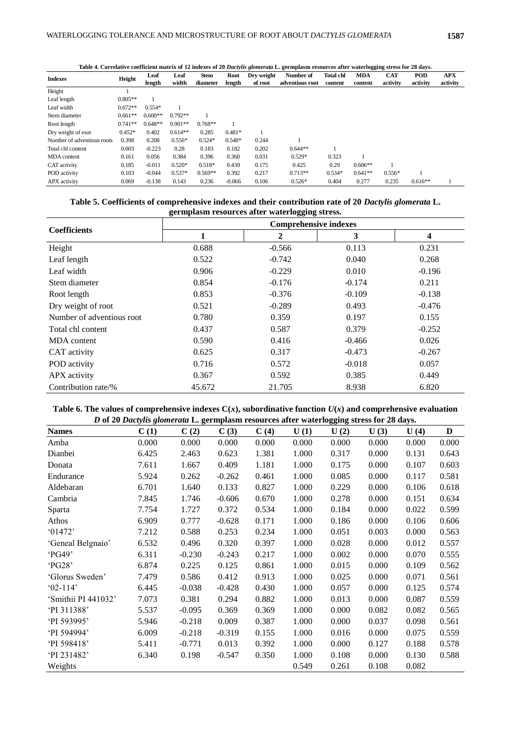**Table 4. Correlative coefficient matrix of 12 indexes of 20 *Dactylis glomerata* L. germplasm resources after waterlogging stress for 28 days.**

| Indexes | Height | Leaf length | Leaf width | Stem diameter | Root length | Dry weight of root | Number of adventious root | Total chl content | MDA content | CAT activity | POD activity | APX activity |
|---|---|---|---|---|---|---|---|---|---|---|---|---|
| Height | 1 | | | | | | | | | | | |
| Leaf length | 0.805** | 1 | | | | | | | | | | |
| Leaf width | 0.672** | 0.554* | 1 | | | | | | | | | |
| Stem diameter | 0.661** | 0.600** | 0.792** | 1 | | | | | | | | |
| Root length | 0.741** | 0.648** | 0.901** | 0.768** | 1 | | | | | | | |
| Dry weight of root | 0.452* | 0.402 | 0.614** | 0.285 | 0.481* | 1 | | | | | | |
| Number of adventious roots | 0.398 | 0.208 | 0.556* | 0.524* | 0.548* | 0.244 | 1 | | | | | |
| Total chl content | 0.003 | -0.223 | 0.28 | 0.183 | 0.182 | 0.202 | 0.644** | 1 | | | | |
| MDA content | 0.161 | 0.056 | 0.384 | 0.396 | 0.360 | 0.031 | 0.529* | 0.323 | 1 | | | |
| CAT activity | 0.185 | -0.011 | 0.520* | 0.518* | 0.439 | 0.175 | 0.425 | 0.29 | 0.606** | 1 | | |
| POD activity | 0.103 | -0.044 | 0.537* | 0.569** | 0.392 | 0.217 | 0.713** | 0.534* | 0.641** | 0.556* | 1 | |
| APX activity | 0.069 | -0.138 | 0.143 | 0.236 | -0.066 | 0.106 | 0.526* | 0.404 | 0.277 | 0.235 | 0.616** | 1 |

**Table 5. Coefficients of comprehensive indexes and their contribution rate of 20 *Dactylis glomerata* L. germplasm resources after waterlogging stress.**

| Coefficients | Comprehensive indexes | | | |
|---|---|---|---|---|
| | 1 | 2 | 3 | 4 |
| Height | 0.688 | -0.566 | 0.113 | 0.231 |
| Leaf length | 0.522 | -0.742 | 0.040 | 0.268 |
| Leaf width | 0.906 | -0.229 | 0.010 | -0.196 |
| Stem diameter | 0.854 | -0.176 | -0.174 | 0.211 |
| Root length | 0.853 | -0.376 | -0.109 | -0.138 |
| Dry weight of root | 0.521 | -0.289 | 0.493 | -0.476 |
| Number of adventious root | 0.780 | 0.359 | 0.197 | 0.155 |
| Total chl content | 0.437 | 0.587 | 0.379 | -0.252 |
| MDA content | 0.590 | 0.416 | -0.466 | 0.026 |
| CAT activity | 0.625 | 0.317 | -0.473 | -0.267 |
| POD activity | 0.716 | 0.572 | -0.018 | 0.057 |
| APX activity | 0.367 | 0.592 | 0.385 | 0.449 |
| Contribution rate/% | 45.672 | 21.705 | 8.938 | 6.820 |

**Table 6. The values of comprehensive indexes C($x$), subordinative function $U(x)$ and comprehensive evaluation *D* of 20 *Dactylis glomerata* L. germplasm resources after waterlogging stress for 28 days.**

| Names | C (1) | C (2) | C (3) | C (4) | U (1) | U (2) | U (3) | U (4) | D |
|---|---|---|---|---|---|---|---|---|---|
| Amba | 0.000 | 0.000 | 0.000 | 0.000 | 0.000 | 0.000 | 0.000 | 0.000 | 0.000 |
| Dianbei | 6.425 | 2.463 | 0.623 | 1.381 | 1.000 | 0.317 | 0.000 | 0.131 | 0.643 |
| Donata | 7.611 | 1.667 | 0.409 | 1.181 | 1.000 | 0.175 | 0.000 | 0.107 | 0.603 |
| Endurance | 5.924 | 0.262 | -0.262 | 0.461 | 1.000 | 0.085 | 0.000 | 0.117 | 0.581 |
| Aldebaran | 6.701 | 1.640 | 0.133 | 0.827 | 1.000 | 0.229 | 0.000 | 0.106 | 0.618 |
| Cambria | 7.845 | 1.746 | -0.606 | 0.670 | 1.000 | 0.278 | 0.000 | 0.151 | 0.634 |
| Sparta | 7.754 | 1.727 | 0.372 | 0.534 | 1.000 | 0.184 | 0.000 | 0.022 | 0.599 |
| Athos | 6.909 | 0.777 | -0.628 | 0.171 | 1.000 | 0.186 | 0.000 | 0.106 | 0.606 |
| '01472' | 7.212 | 0.588 | 0.253 | 0.234 | 1.000 | 0.051 | 0.003 | 0.000 | 0.563 |
| 'Geneal Belgnaio' | 6.532 | 0.496 | 0.320 | 0.397 | 1.000 | 0.028 | 0.000 | 0.012 | 0.557 |
| 'PG49' | 6.311 | -0.230 | -0.243 | 0.217 | 1.000 | 0.002 | 0.000 | 0.070 | 0.555 |
| 'PG28' | 6.874 | 0.225 | 0.125 | 0.861 | 1.000 | 0.015 | 0.000 | 0.109 | 0.562 |
| 'Glorus Sweden' | 7.479 | 0.586 | 0.412 | 0.913 | 1.000 | 0.025 | 0.000 | 0.071 | 0.561 |
| '02-114' | 6.445 | -0.038 | -0.428 | 0.430 | 1.000 | 0.057 | 0.000 | 0.125 | 0.574 |
| 'Smithii PI 441032' | 7.073 | 0.381 | 0.294 | 0.882 | 1.000 | 0.013 | 0.000 | 0.087 | 0.559 |
| 'PI 311388' | 5.537 | -0.095 | 0.369 | 0.369 | 1.000 | 0.000 | 0.082 | 0.082 | 0.565 |
| 'PI 593995' | 5.946 | -0.218 | 0.009 | 0.387 | 1.000 | 0.000 | 0.037 | 0.098 | 0.561 |
| 'PI 594994' | 6.009 | -0.218 | -0.319 | 0.155 | 1.000 | 0.016 | 0.000 | 0.075 | 0.559 |
| 'PI 598418' | 5.411 | -0.771 | 0.013 | 0.392 | 1.000 | 0.000 | 0.127 | 0.188 | 0.578 |
| 'PI 231482' | 6.340 | 0.198 | -0.547 | 0.350 | 1.000 | 0.108 | 0.000 | 0.130 | 0.588 |
| Weights | | | | | 0.549 | 0.261 | 0.108 | 0.082 | |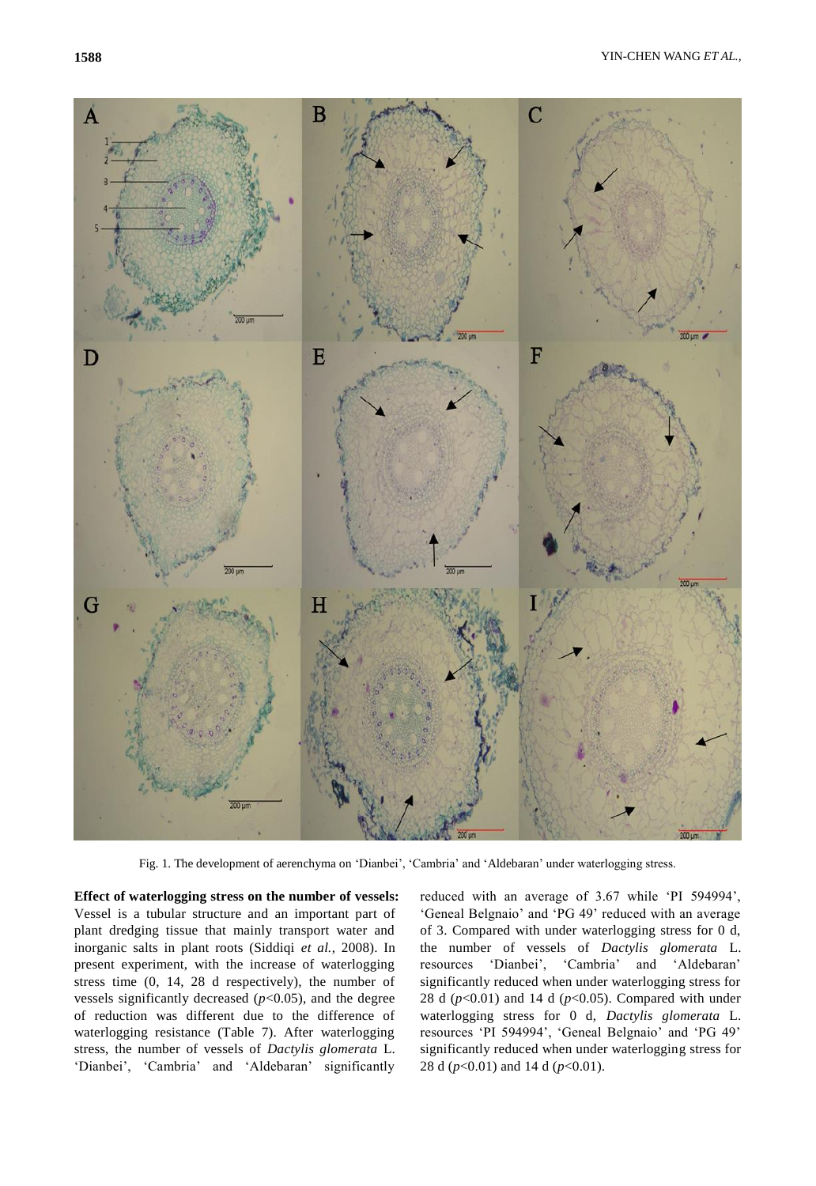A B C D E F G H I

1 2 3 4 5

200 μm

Fig. 1. The development of aerenchyma on 'Dianbei', 'Cambria' and 'Aldebaran' under waterlogging stress.

**Effect of waterlogging stress on the number of vessels:** Vessel is a tubular structure and an important part of plant dredging tissue that mainly transport water and inorganic salts in plant roots (Siddiqi *et al.*, 2008). In present experiment, with the increase of waterlogging stress time (0, 14, 28 d respectively), the number of vessels significantly decreased ($p<0.05$), and the degree of reduction was different due to the difference of waterlogging resistance (Table 7). After waterlogging stress, the number of vessels of *Dactylis glomerata* L. 'Dianbei', 'Cambria' and 'Aldebaran' significantly reduced with an average of 3.67 while 'PI 594994', 'Geneal Belgnaio' and 'PG 49' reduced with an average of 3. Compared with under waterlogging stress for 0 d, the number of vessels of *Dactylis glomerata* L. resources 'Dianbei', 'Cambria' and 'Aldebaran' significantly reduced when under waterlogging stress for 28 d ($p<0.01$) and 14 d ($p<0.05$). Compared with under waterlogging stress for 0 d, *Dactylis glomerata* L. resources 'PI 594994', 'Geneal Belgnaio' and 'PG 49' significantly reduced when under waterlogging stress for 28 d ($p<0.01$) and 14 d ($p<0.01$).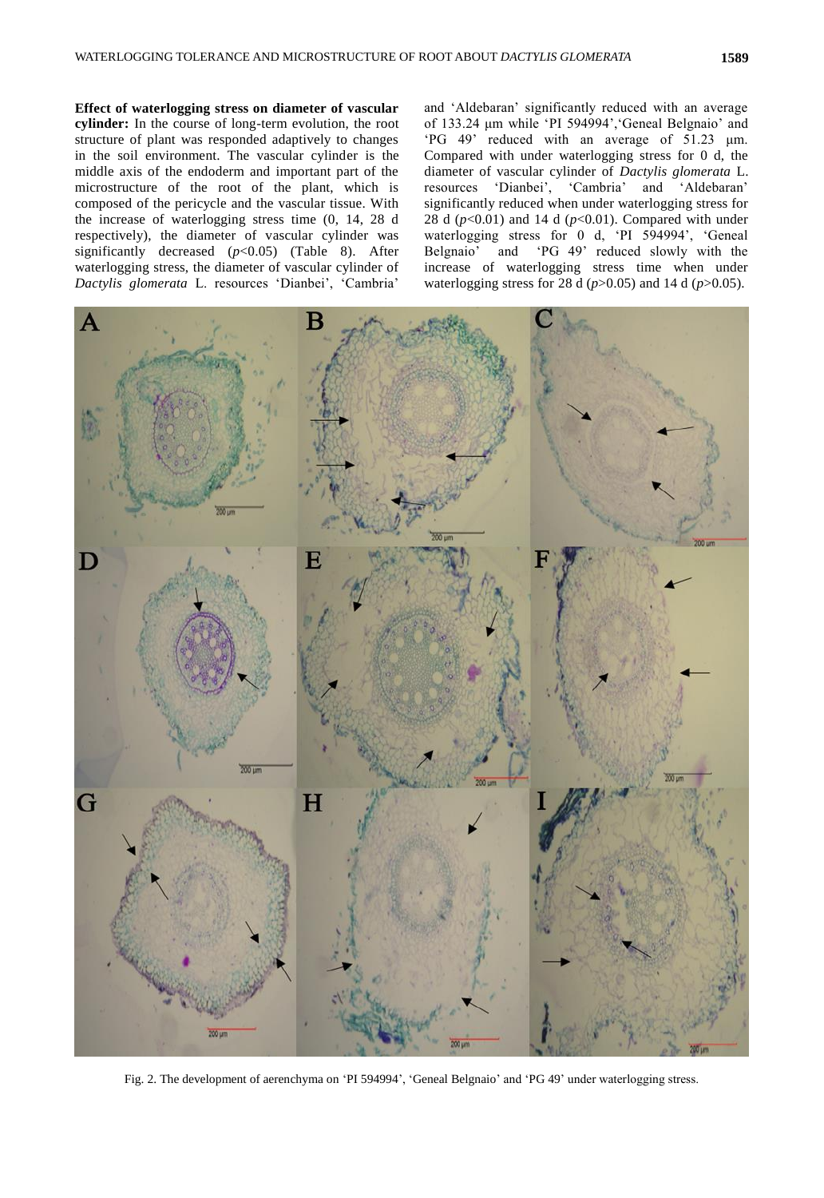**Effect of waterlogging stress on diameter of vascular cylinder:** In the course of long-term evolution, the root structure of plant was responded adaptively to changes in the soil environment. The vascular cylinder is the middle axis of the endoderm and important part of the microstructure of the root of the plant, which is composed of the pericycle and the vascular tissue. With the increase of waterlogging stress time (0, 14, 28 d respectively), the diameter of vascular cylinder was significantly decreased ($p<0.05$) (Table 8). After waterlogging stress, the diameter of vascular cylinder of *Dactylis glomerata* L. resources 'Dianbei', 'Cambria' and 'Aldebaran' significantly reduced with an average of 133.24 μm while 'PI 594994','Geneal Belgnaio' and 'PG 49' reduced with an average of 51.23 μm. Compared with under waterlogging stress for 0 d, the diameter of vascular cylinder of *Dactylis glomerata* L. resources 'Dianbei', 'Cambria' and 'Aldebaran' significantly reduced when under waterlogging stress for 28 d ($p<0.01$) and 14 d ($p<0.01$). Compared with under waterlogging stress for 0 d, 'PI 594994', 'Geneal Belgnaio' and 'PG 49' reduced slowly with the increase of waterlogging stress time when under waterlogging stress for 28 d ($p>0.05$) and 14 d ($p>0.05$).

A B C D E F G H I

200 μm

Fig. 2. The development of aerenchyma on 'PI 594994', 'Geneal Belgnaio' and 'PG 49' under waterlogging stress.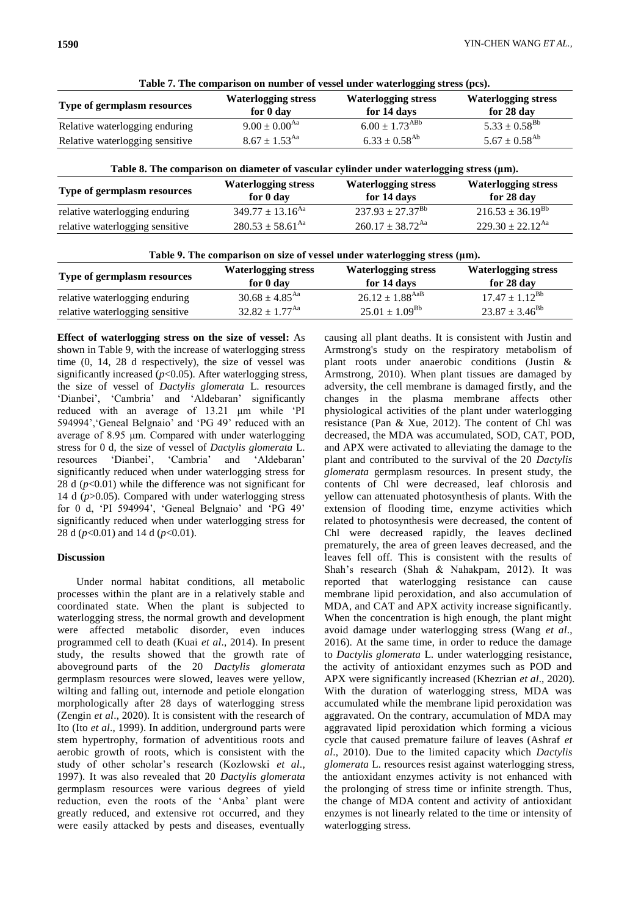**Table 7. The comparison on number of vessel under waterlogging stress (pcs).**

| Type of germplasm resources | Waterlogging stress for 0 day | Waterlogging stress for 14 days | Waterlogging stress for 28 day |
|---|---|---|---|
| Relative waterlogging enduring | $9.00 \pm 0.00^{Aa}$ | $6.00 \pm 1.73^{ABb}$ | $5.33 \pm 0.58^{Bb}$ |
| Relative waterlogging sensitive | $8.67 \pm 1.53^{Aa}$ | $6.33 \pm 0.58^{Ab}$ | $5.67 \pm 0.58^{Ab}$ |

**Table 8. The comparison on diameter of vascular cylinder under waterlogging stress (μm).**

| Type of germplasm resources | Waterlogging stress for 0 day | Waterlogging stress for 14 days | Waterlogging stress for 28 day |
|---|---|---|---|
| relative waterlogging enduring | $349.77 \pm 13.16^{Aa}$ | $237.93 \pm 27.37^{Bb}$ | $216.53 \pm 36.19^{Bb}$ |
| relative waterlogging sensitive | $280.53 \pm 58.61^{Aa}$ | $260.17 \pm 38.72^{Aa}$ | $229.30 \pm 22.12^{Aa}$ |

**Table 9. The comparison on size of vessel under waterlogging stress (μm).**

| Type of germplasm resources | Waterlogging stress for 0 day | Waterlogging stress for 14 days | Waterlogging stress for 28 day |
|---|---|---|---|
| relative waterlogging enduring | $30.68 \pm 4.85^{Aa}$ | $26.12 \pm 1.88^{AaB}$ | $17.47 \pm 1.12^{Bb}$ |
| relative waterlogging sensitive | $32.82 \pm 1.77^{Aa}$ | $25.01 \pm 1.09^{Bb}$ | $23.87 \pm 3.46^{Bb}$ |

**Effect of waterlogging stress on the size of vessel:** As shown in Table 9, with the increase of waterlogging stress time (0, 14, 28 d respectively), the size of vessel was significantly increased ($p<0.05$). After waterlogging stress, the size of vessel of *Dactylis glomerata* L. resources 'Dianbei', 'Cambria' and 'Aldebaran' significantly reduced with an average of 13.21 μm while 'PI 594994','Geneal Belgnaio' and 'PG 49' reduced with an average of 8.95 μm. Compared with under waterlogging stress for 0 d, the size of vessel of *Dactylis glomerata* L. resources 'Dianbei', 'Cambria' and 'Aldebaran' significantly reduced when under waterlogging stress for 28 d ($p<0.01$) while the difference was not significant for 14 d ($p>0.05$). Compared with under waterlogging stress for 0 d, 'PI 594994', 'Geneal Belgnaio' and 'PG 49' significantly reduced when under waterlogging stress for 28 d ($p<0.01$) and 14 d ($p<0.01$).

## Discussion

Under normal habitat conditions, all metabolic processes within the plant are in a relatively stable and coordinated state. When the plant is subjected to waterlogging stress, the normal growth and development were affected metabolic disorder, even induces programmed cell to death (Kuai *et al*., 2014). In present study, the results showed that the growth rate of aboveground parts of the 20 *Dactylis glomerata* germplasm resources were slowed, leaves were yellow, wilting and falling out, internode and petiole elongation morphologically after 28 days of waterlogging stress (Zengin *et al*., 2020). It is consistent with the research of Ito (Ito *et al*., 1999). In addition, underground parts were stem hypertrophy, formation of adventitious roots and aerobic growth of roots, which is consistent with the study of other scholar's research (Kozlowski *et al*., 1997). It was also revealed that 20 *Dactylis glomerata* germplasm resources were various degrees of yield reduction, even the roots of the 'Anba' plant were greatly reduced, and extensive rot occurred, and they were easily attacked by pests and diseases, eventually causing all plant deaths. It is consistent with Justin and Armstrong's study on the respiratory metabolism of plant roots under anaerobic conditions (Justin & Armstrong, 2010). When plant tissues are damaged by adversity, the cell membrane is damaged firstly, and the changes in the plasma membrane affects other physiological activities of the plant under waterlogging resistance (Pan & Xue, 2012). The content of Chl was decreased, the MDA was accumulated, SOD, CAT, POD, and APX were activated to alleviating the damage to the plant and contributed to the survival of the 20 *Dactylis glomerata* germplasm resources. In present study, the contents of Chl were decreased, leaf chlorosis and yellow can attenuated photosynthesis of plants. With the extension of flooding time, enzyme activities which related to photosynthesis were decreased, the content of Chl were decreased rapidly, the leaves declined prematurely, the area of green leaves decreased, and the leaves fell off. This is consistent with the results of Shah's research (Shah & Nahakpam, 2012). It was reported that waterlogging resistance can cause membrane lipid peroxidation, and also accumulation of MDA, and CAT and APX activity increase significantly. When the concentration is high enough, the plant might avoid damage under waterlogging stress (Wang *et al*., 2016). At the same time, in order to reduce the damage to *Dactylis glomerata* L. under waterlogging resistance, the activity of antioxidant enzymes such as POD and APX were significantly increased (Khezrian *et al*., 2020). With the duration of waterlogging stress, MDA was accumulated while the membrane lipid peroxidation was aggravated. On the contrary, accumulation of MDA may aggravated lipid peroxidation which forming a vicious cycle that caused premature failure of leaves (Ashraf *et al*., 2010). Due to the limited capacity which *Dactylis glomerata* L. resources resist against waterlogging stress, the antioxidant enzymes activity is not enhanced with the prolonging of stress time or infinite strength. Thus, the change of MDA content and activity of antioxidant enzymes is not linearly related to the time or intensity of waterlogging stress.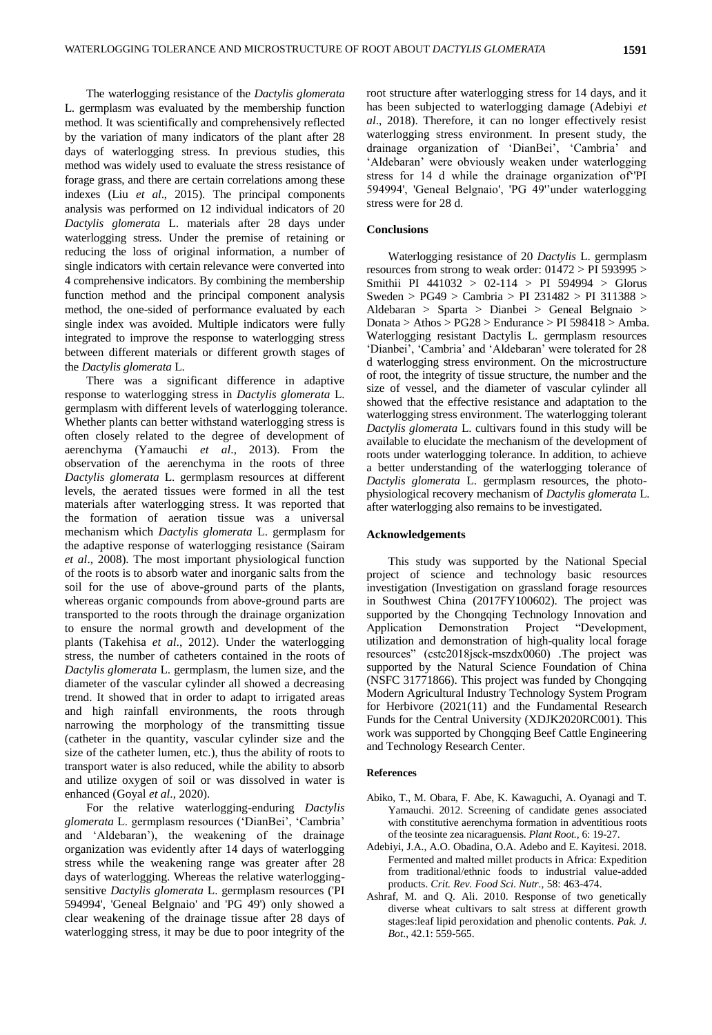The waterlogging resistance of the *Dactylis glomerata* L. germplasm was evaluated by the membership function method. It was scientifically and comprehensively reflected by the variation of many indicators of the plant after 28 days of waterlogging stress. In previous studies, this method was widely used to evaluate the stress resistance of forage grass, and there are certain correlations among these indexes (Liu *et al*., 2015). The principal components analysis was performed on 12 individual indicators of 20 *Dactylis glomerata* L. materials after 28 days under waterlogging stress. Under the premise of retaining or reducing the loss of original information, a number of single indicators with certain relevance were converted into 4 comprehensive indicators. By combining the membership function method and the principal component analysis method, the one-sided of performance evaluated by each single index was avoided. Multiple indicators were fully integrated to improve the response to waterlogging stress between different materials or different growth stages of the *Dactylis glomerata* L.

There was a significant difference in adaptive response to waterlogging stress in *Dactylis glomerata* L. germplasm with different levels of waterlogging tolerance. Whether plants can better withstand waterlogging stress is often closely related to the degree of development of aerenchyma (Yamauchi *et al*., 2013). From the observation of the aerenchyma in the roots of three *Dactylis glomerata* L. germplasm resources at different levels, the aerated tissues were formed in all the test materials after waterlogging stress. It was reported that the formation of aeration tissue was a universal mechanism which *Dactylis glomerata* L. germplasm for the adaptive response of waterlogging resistance (Sairam *et al*., 2008). The most important physiological function of the roots is to absorb water and inorganic salts from the soil for the use of above-ground parts of the plants, whereas organic compounds from above-ground parts are transported to the roots through the drainage organization to ensure the normal growth and development of the plants (Takehisa *et al*., 2012). Under the waterlogging stress, the number of catheters contained in the roots of *Dactylis glomerata* L. germplasm, the lumen size, and the diameter of the vascular cylinder all showed a decreasing trend. It showed that in order to adapt to irrigated areas and high rainfall environments, the roots through narrowing the morphology of the transmitting tissue (catheter in the quantity, vascular cylinder size and the size of the catheter lumen, etc.), thus the ability of roots to transport water is also reduced, while the ability to absorb and utilize oxygen of soil or was dissolved in water is enhanced (Goyal *et al*., 2020).

For the relative waterlogging-enduring *Dactylis glomerata* L. germplasm resources ('DianBei', 'Cambria' and 'Aldebaran'), the weakening of the drainage organization was evidently after 14 days of waterlogging stress while the weakening range was greater after 28 days of waterlogging. Whereas the relative waterlogging-sensitive *Dactylis glomerata* L. germplasm resources ('PI 594994', 'Geneal Belgnaio' and 'PG 49') only showed a clear weakening of the drainage tissue after 28 days of waterlogging stress, it may be due to poor integrity of the root structure after waterlogging stress for 14 days, and it has been subjected to waterlogging damage (Adebiyi *et al*., 2018). Therefore, it can no longer effectively resist waterlogging stress environment. In present study, the drainage organization of 'DianBei', 'Cambria' and 'Aldebaran' were obviously weaken under waterlogging stress for 14 d while the drainage organization of''PI 594994', 'Geneal Belgnaio', 'PG 49''under waterlogging stress were for 28 d.

## Conclusions

Waterlogging resistance of 20 *Dactylis* L. germplasm resources from strong to weak order: 01472 > PI 593995 > Smithii PI 441032 > 02-114 > PI 594994 > Glorus Sweden > PG49 > Cambria > PI 231482 > PI 311388 > Aldebaran > Sparta > Dianbei > Geneal Belgnaio > Donata > Athos > PG28 > Endurance > PI 598418 > Amba. Waterlogging resistant Dactylis L. germplasm resources 'Dianbei', 'Cambria' and 'Aldebaran' were tolerated for 28 d waterlogging stress environment. On the microstructure of root, the integrity of tissue structure, the number and the size of vessel, and the diameter of vascular cylinder all showed that the effective resistance and adaptation to the waterlogging stress environment. The waterlogging tolerant *Dactylis glomerata* L. cultivars found in this study will be available to elucidate the mechanism of the development of roots under waterlogging tolerance. In addition, to achieve a better understanding of the waterlogging tolerance of *Dactylis glomerata* L. germplasm resources, the photo-physiological recovery mechanism of *Dactylis glomerata* L. after waterlogging also remains to be investigated.

## Acknowledgements

This study was supported by the National Special project of science and technology basic resources investigation (Investigation on grassland forage resources in Southwest China (2017FY100602). The project was supported by the Chongqing Technology Innovation and Application Demonstration Project "Development, utilization and demonstration of high-quality local forage resources" (cstc2018jsck-mszdx0060) .The project was supported by the Natural Science Foundation of China (NSFC 31771866). This project was funded by Chongqing Modern Agricultural Industry Technology System Program for Herbivore (2021(11) and the Fundamental Research Funds for the Central University (XDJK2020RC001). This work was supported by Chongqing Beef Cattle Engineering and Technology Research Center.

## References

Abiko, T., M. Obara, F. Abe, K. Kawaguchi, A. Oyanagi and T. Yamauchi. 2012. Screening of candidate genes associated with constitutive aerenchyma formation in adventitious roots of the teosinte zea nicaraguensis. *Plant Root.*, 6: 19-27.

Adebiyi, J.A., A.O. Obadina, O.A. Adebo and E. Kayitesi. 2018. Fermented and malted millet products in Africa: Expedition from traditional/ethnic foods to industrial value-added products. *Crit. Rev. Food Sci. Nutr*., 58: 463-474.

Ashraf, M. and Q. Ali. 2010. Response of two genetically diverse wheat cultivars to salt stress at different growth stages:leaf lipid peroxidation and phenolic contents. *Pak. J. Bot*., 42.1: 559-565.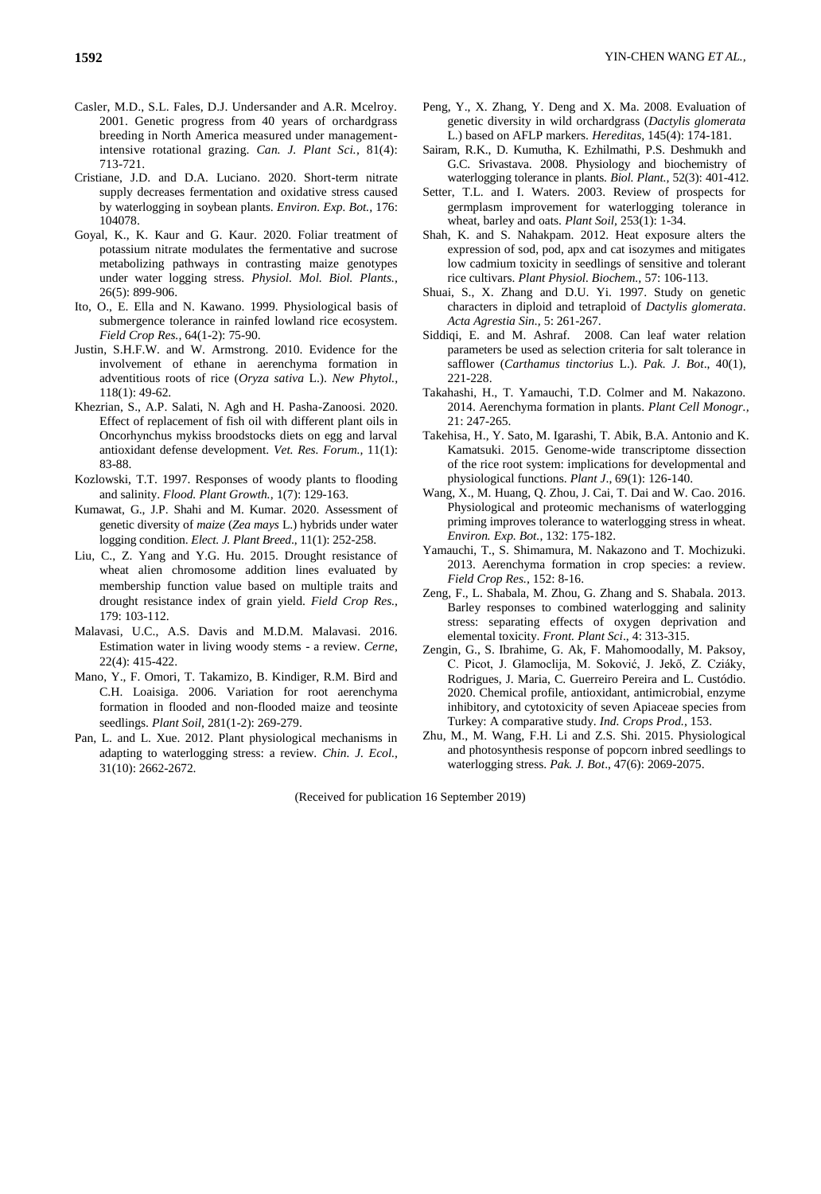Casler, M.D., S.L. Fales, D.J. Undersander and A.R. Mcelroy. 2001. Genetic progress from 40 years of orchardgrass breeding in North America measured under management-intensive rotational grazing. *Can. J. Plant Sci.,* 81(4): 713-721.

Cristiane, J.D. and D.A. Luciano. 2020. Short-term nitrate supply decreases fermentation and oxidative stress caused by waterlogging in soybean plants. *Environ. Exp. Bot.,* 176: 104078.

Goyal, K., K. Kaur and G. Kaur. 2020. Foliar treatment of potassium nitrate modulates the fermentative and sucrose metabolizing pathways in contrasting maize genotypes under water logging stress. *Physiol. Mol. Biol. Plants.,* 26(5): 899-906.

Ito, O., E. Ella and N. Kawano. 1999. Physiological basis of submergence tolerance in rainfed lowland rice ecosystem. *Field Crop Res.,* 64(1-2): 75-90.

Justin, S.H.F.W. and W. Armstrong. 2010. Evidence for the involvement of ethane in aerenchyma formation in adventitious roots of rice (*Oryza sativa* L.). *New Phytol.,* 118(1): 49-62.

Khezrian, S., A.P. Salati, N. Agh and H. Pasha-Zanoosi. 2020. Effect of replacement of fish oil with different plant oils in Oncorhynchus mykiss broodstocks diets on egg and larval antioxidant defense development. *Vet. Res. Forum.,* 11(1): 83-88.

Kozlowski, T.T. 1997. Responses of woody plants to flooding and salinity. *Flood. Plant Growth.,* 1(7): 129-163.

Kumawat, G., J.P. Shahi and M. Kumar. 2020. Assessment of genetic diversity of *maize* (*Zea mays* L.) hybrids under water logging condition. *Elect. J. Plant Breed*., 11(1): 252-258.

Liu, C., Z. Yang and Y.G. Hu. 2015. Drought resistance of wheat alien chromosome addition lines evaluated by membership function value based on multiple traits and drought resistance index of grain yield. *Field Crop Res.,* 179: 103-112.

Malavasi, U.C., A.S. Davis and M.D.M. Malavasi. 2016. Estimation water in living woody stems - a review. *Cerne,* 22(4): 415-422.

Mano, Y., F. Omori, T. Takamizo, B. Kindiger, R.M. Bird and C.H. Loaisiga. 2006. Variation for root aerenchyma formation in flooded and non-flooded maize and teosinte seedlings. *Plant Soil,* 281(1-2): 269-279.

Pan, L. and L. Xue. 2012. Plant physiological mechanisms in adapting to waterlogging stress: a review. *Chin. J. Ecol.,* 31(10): 2662-2672.

Peng, Y., X. Zhang, Y. Deng and X. Ma. 2008. Evaluation of genetic diversity in wild orchardgrass (*Dactylis glomerata* L.) based on AFLP markers. *Hereditas,* 145(4): 174-181.

Sairam, R.K., D. Kumutha, K. Ezhilmathi, P.S. Deshmukh and G.C. Srivastava. 2008. Physiology and biochemistry of waterlogging tolerance in plants. *Biol. Plant.,* 52(3): 401-412.

Setter, T.L. and I. Waters. 2003. Review of prospects for germplasm improvement for waterlogging tolerance in wheat, barley and oats. *Plant Soil,* 253(1): 1-34.

Shah, K. and S. Nahakpam. 2012. Heat exposure alters the expression of sod, pod, apx and cat isozymes and mitigates low cadmium toxicity in seedlings of sensitive and tolerant rice cultivars. *Plant Physiol. Biochem.,* 57: 106-113.

Shuai, S., X. Zhang and D.U. Yi. 1997. Study on genetic characters in diploid and tetraploid of *Dactylis glomerata*. *Acta Agrestia Sin.,* 5: 261-267.

Siddiqi, E. and M. Ashraf. 2008. Can leaf water relation parameters be used as selection criteria for salt tolerance in safflower (*Carthamus tinctorius* L.). *Pak. J. Bot*., 40(1), 221-228.

Takahashi, H., T. Yamauchi, T.D. Colmer and M. Nakazono. 2014. Aerenchyma formation in plants. *Plant Cell Monogr.,* 21: 247-265.

Takehisa, H., Y. Sato, M. Igarashi, T. Abik, B.A. Antonio and K. Kamatsuki. 2015. Genome-wide transcriptome dissection of the rice root system: implications for developmental and physiological functions. *Plant J*., 69(1): 126-140.

Wang, X., M. Huang, Q. Zhou, J. Cai, T. Dai and W. Cao. 2016. Physiological and proteomic mechanisms of waterlogging priming improves tolerance to waterlogging stress in wheat. *Environ. Exp. Bot.,* 132: 175-182.

Yamauchi, T., S. Shimamura, M. Nakazono and T. Mochizuki. 2013. Aerenchyma formation in crop species: a review. *Field Crop Res.,* 152: 8-16.

Zeng, F., L. Shabala, M. Zhou, G. Zhang and S. Shabala. 2013. Barley responses to combined waterlogging and salinity stress: separating effects of oxygen deprivation and elemental toxicity. *Front. Plant Sci*., 4: 313-315.

Zengin, G., S. Ibrahime, G. Ak, F. Mahomoodally, M. Paksoy, C. Picot, J. Glamoclija, M. Soković, J. Jekő, Z. Cziáky, Rodrigues, J. Maria, C. Guerreiro Pereira and L. Custódio. 2020. Chemical profile, antioxidant, antimicrobial, enzyme inhibitory, and cytotoxicity of seven Apiaceae species from Turkey: A comparative study. *Ind. Crops Prod.,* 153.

Zhu, M., M. Wang, F.H. Li and Z.S. Shi. 2015. Physiological and photosynthesis response of popcorn inbred seedlings to waterlogging stress. *Pak. J. Bot*., 47(6): 2069-2075.

(Received for publication 16 September 2019)